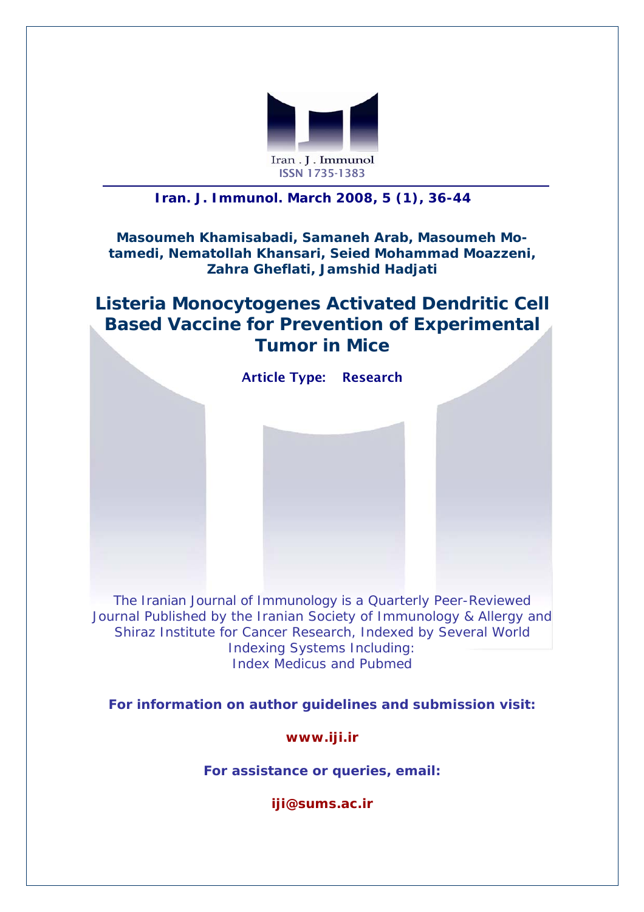Iran . J . Immunol
ISSN 1735-1383

**Iran. J. Immunol. March 2008, 5 (1), 36-44**

**Masoumeh Khamisabadi, Samaneh Arab, Masoumeh Motamedi, Nematollah Khansari, Seied Mohammad Moazzeni, Zahra Gheflati, Jamshid Hadjati**

# Listeria Monocytogenes Activated Dendritic Cell Based Vaccine for Prevention of Experimental Tumor in Mice

**Article Type: Research**

The Iranian Journal of Immunology is a Quarterly Peer-Reviewed Journal Published by the Iranian Society of Immunology & Allergy and Shiraz Institute for Cancer Research, Indexed by Several World Indexing Systems Including:
Index Medicus and Pubmed

**For information on author guidelines and submission visit:**

**www.iji.ir**

**For assistance or queries, email:**

**iji@sums.ac.ir**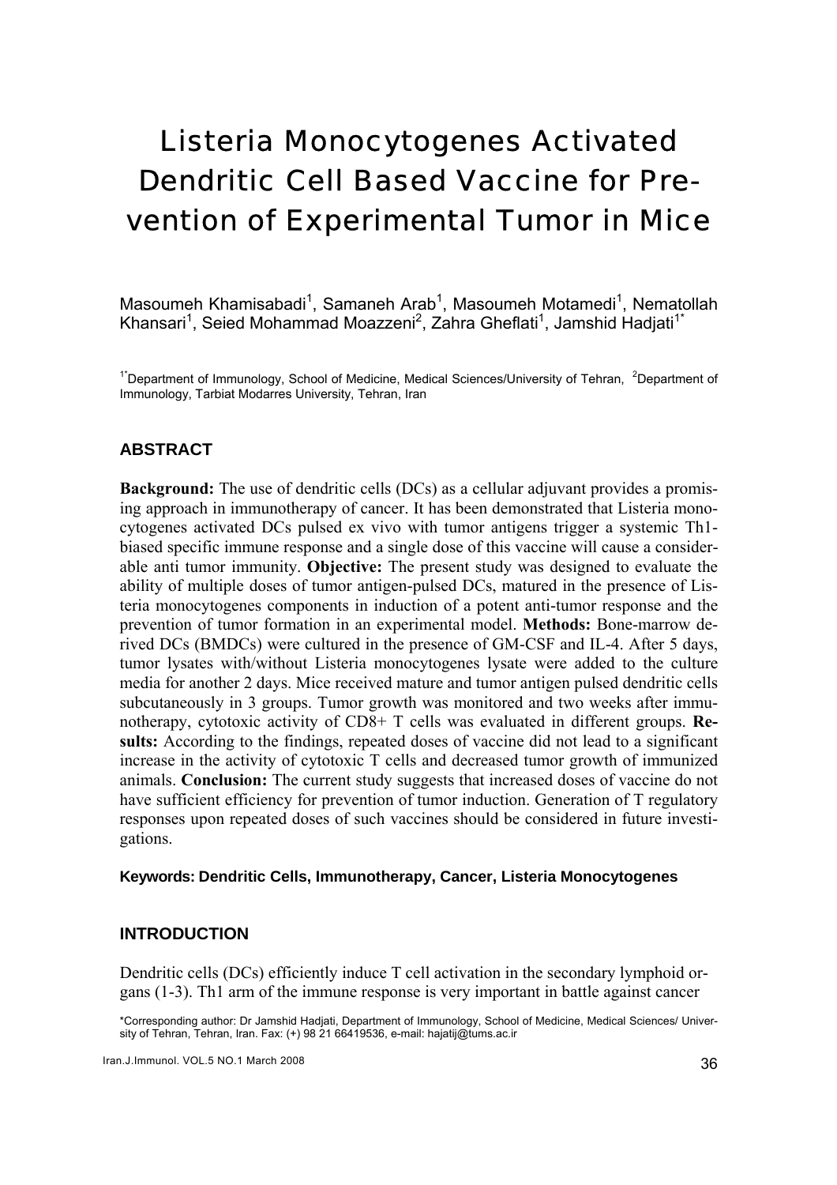# Listeria Monocytogenes Activated Dendritic Cell Based Vaccine for Prevention of Experimental Tumor in Mice

Masoumeh Khamisabadi[1], Samaneh Arab[1], Masoumeh Motamedi[1], Nematollah Khansari[1], Seied Mohammad Moazzeni[2], Zahra Gheflati[1], Jamshid Hadjati[1*]

[1*]Department of Immunology, School of Medicine, Medical Sciences/University of Tehran, [2]Department of Immunology, Tarbiat Modarres University, Tehran, Iran

## ABSTRACT

**Background:** The use of dendritic cells (DCs) as a cellular adjuvant provides a promising approach in immunotherapy of cancer. It has been demonstrated that Listeria monocytogenes activated DCs pulsed ex vivo with tumor antigens trigger a systemic Th1-biased specific immune response and a single dose of this vaccine will cause a considerable anti tumor immunity. **Objective:** The present study was designed to evaluate the ability of multiple doses of tumor antigen-pulsed DCs, matured in the presence of Listeria monocytogenes components in induction of a potent anti-tumor response and the prevention of tumor formation in an experimental model. **Methods:** Bone-marrow derived DCs (BMDCs) were cultured in the presence of GM-CSF and IL-4. After 5 days, tumor lysates with/without Listeria monocytogenes lysate were added to the culture media for another 2 days. Mice received mature and tumor antigen pulsed dendritic cells subcutaneously in 3 groups. Tumor growth was monitored and two weeks after immunotherapy, cytotoxic activity of CD8+ T cells was evaluated in different groups. **Results:** According to the findings, repeated doses of vaccine did not lead to a significant increase in the activity of cytotoxic T cells and decreased tumor growth of immunized animals. **Conclusion:** The current study suggests that increased doses of vaccine do not have sufficient efficiency for prevention of tumor induction. Generation of T regulatory responses upon repeated doses of such vaccines should be considered in future investigations.

**Keywords: Dendritic Cells, Immunotherapy, Cancer, Listeria Monocytogenes**

## INTRODUCTION

Dendritic cells (DCs) efficiently induce T cell activation in the secondary lymphoid organs (1-3). Th1 arm of the immune response is very important in battle against cancer

*Corresponding author: Dr Jamshid Hadjati, Department of Immunology, School of Medicine, Medical Sciences/ University of Tehran, Tehran, Iran. Fax: (+) 98 21 66419536, e-mail: hajatij@tums.ac.ir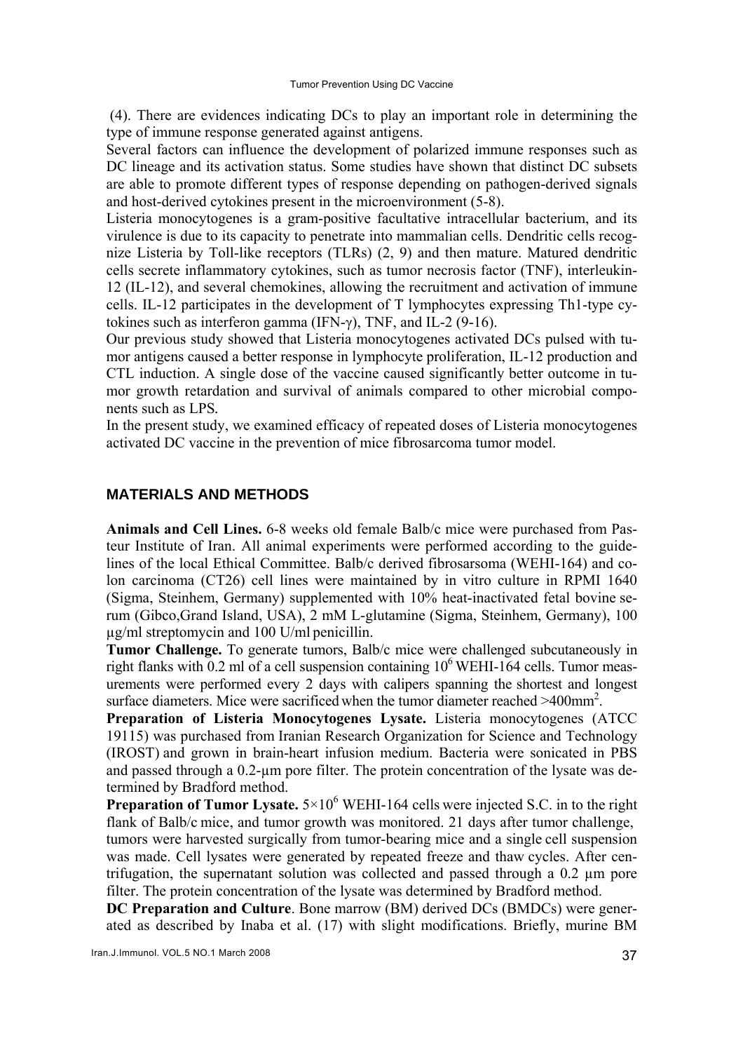(4). There are evidences indicating DCs to play an important role in determining the type of immune response generated against antigens.

Several factors can influence the development of polarized immune responses such as DC lineage and its activation status. Some studies have shown that distinct DC subsets are able to promote different types of response depending on pathogen-derived signals and host-derived cytokines present in the microenvironment (5-8).

Listeria monocytogenes is a gram-positive facultative intracellular bacterium, and its virulence is due to its capacity to penetrate into mammalian cells. Dendritic cells recognize Listeria by Toll-like receptors (TLRs) (2, 9) and then mature. Matured dendritic cells secrete inflammatory cytokines, such as tumor necrosis factor (TNF), interleukin-12 (IL-12), and several chemokines, allowing the recruitment and activation of immune cells. IL-12 participates in the development of T lymphocytes expressing Th1-type cytokines such as interferon gamma (IFN-γ), TNF, and IL-2 (9-16).

Our previous study showed that Listeria monocytogenes activated DCs pulsed with tumor antigens caused a better response in lymphocyte proliferation, IL-12 production and CTL induction. A single dose of the vaccine caused significantly better outcome in tumor growth retardation and survival of animals compared to other microbial components such as LPS.

In the present study, we examined efficacy of repeated doses of Listeria monocytogenes activated DC vaccine in the prevention of mice fibrosarcoma tumor model.

## MATERIALS AND METHODS

**Animals and Cell Lines.** 6-8 weeks old female Balb/c mice were purchased from Pasteur Institute of Iran. All animal experiments were performed according to the guidelines of the local Ethical Committee. Balb/c derived fibrosarsoma (WEHI-164) and colon carcinoma (CT26) cell lines were maintained by in vitro culture in RPMI 1640 (Sigma, Steinhem, Germany) supplemented with 10% heat-inactivated fetal bovine serum (Gibco,Grand Island, USA), 2 mM L-glutamine (Sigma, Steinhem, Germany), 100 µg/ml streptomycin and 100 U/ml penicillin.

**Tumor Challenge.** To generate tumors, Balb/c mice were challenged subcutaneously in right flanks with 0.2 ml of a cell suspension containing $10^6$ WEHI-164 cells. Tumor measurements were performed every 2 days with calipers spanning the shortest and longest surface diameters. Mice were sacrificed when the tumor diameter reached >400mm$^2$.

**Preparation of Listeria Monocytogenes Lysate.** Listeria monocytogenes (ATCC 19115) was purchased from Iranian Research Organization for Science and Technology (IROST) and grown in brain-heart infusion medium. Bacteria were sonicated in PBS and passed through a 0.2-µm pore filter. The protein concentration of the lysate was determined by Bradford method.

**Preparation of Tumor Lysate.** $5\times10^6$ WEHI-164 cells were injected S.C. in to the right flank of Balb/c mice, and tumor growth was monitored. 21 days after tumor challenge, tumors were harvested surgically from tumor-bearing mice and a single cell suspension was made. Cell lysates were generated by repeated freeze and thaw cycles. After centrifugation, the supernatant solution was collected and passed through a 0.2 µm pore filter. The protein concentration of the lysate was determined by Bradford method.

**DC Preparation and Culture**. Bone marrow (BM) derived DCs (BMDCs) were generated as described by Inaba et al. (17) with slight modifications. Briefly, murine BM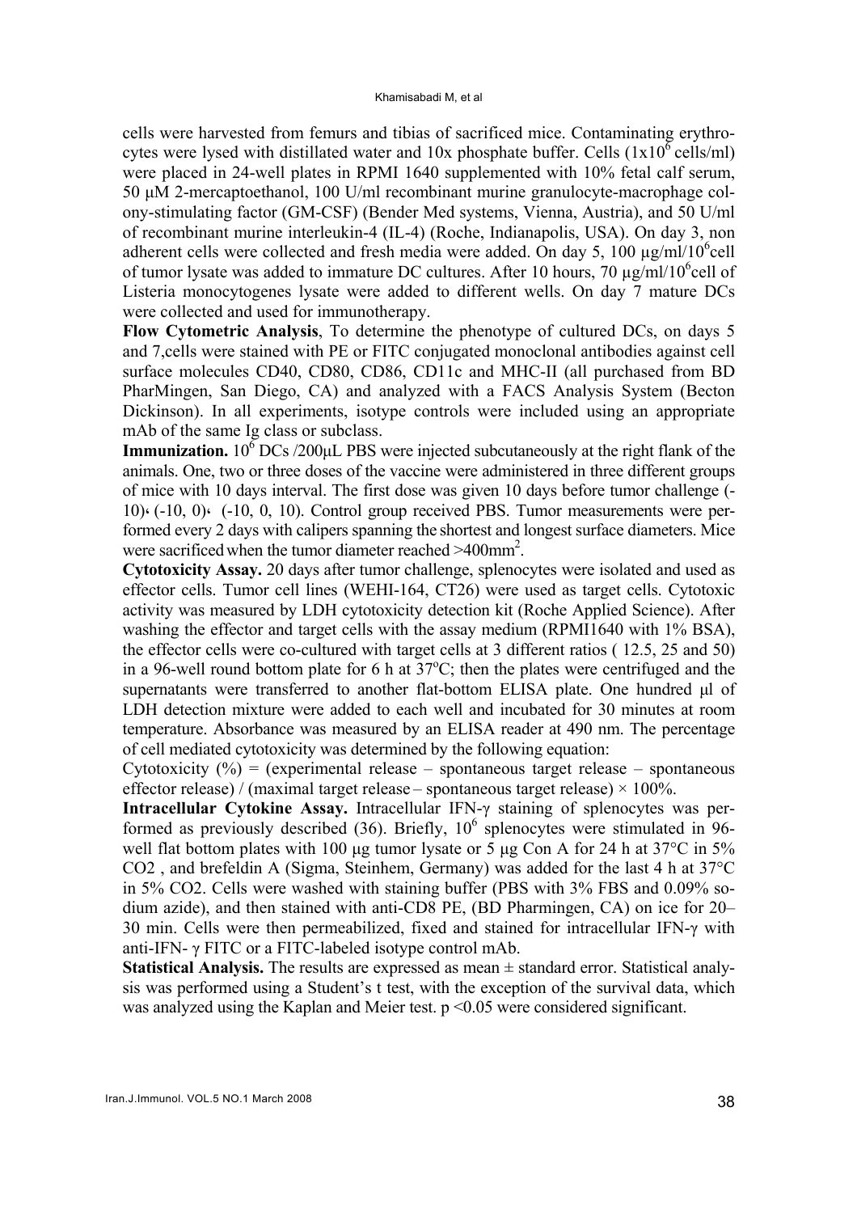cells were harvested from femurs and tibias of sacrificed mice. Contaminating erythrocytes were lysed with distillated water and 10x phosphate buffer. Cells ($1x10^6$ cells/ml) were placed in 24-well plates in RPMI 1640 supplemented with 10% fetal calf serum, 50 μM 2-mercaptoethanol, 100 U/ml recombinant murine granulocyte-macrophage colony-stimulating factor (GM-CSF) (Bender Med systems, Vienna, Austria), and 50 U/ml of recombinant murine interleukin-4 (IL-4) (Roche, Indianapolis, USA). On day 3, non adherent cells were collected and fresh media were added. On day 5, 100 μg/ml/$10^6$cell of tumor lysate was added to immature DC cultures. After 10 hours, 70 μg/ml/$10^6$cell of Listeria monocytogenes lysate were added to different wells. On day 7 mature DCs were collected and used for immunotherapy.

**Flow Cytometric Analysis**, To determine the phenotype of cultured DCs, on days 5 and 7,cells were stained with PE or FITC conjugated monoclonal antibodies against cell surface molecules CD40, CD80, CD86, CD11c and MHC-II (all purchased from BD PharMingen, San Diego, CA) and analyzed with a FACS Analysis System (Becton Dickinson). In all experiments, isotype controls were included using an appropriate mAb of the same Ig class or subclass.

**Immunization.** $10^6$ DCs /200μL PBS were injected subcutaneously at the right flank of the animals. One, two or three doses of the vaccine were administered in three different groups of mice with 10 days interval. The first dose was given 10 days before tumor challenge (-10)، (-10, 0)، (-10, 0, 10). Control group received PBS. Tumor measurements were performed every 2 days with calipers spanning the shortest and longest surface diameters. Mice were sacrificed when the tumor diameter reached >400mm$^2$.

**Cytotoxicity Assay.** 20 days after tumor challenge, splenocytes were isolated and used as effector cells. Tumor cell lines (WEHI-164, CT26) were used as target cells. Cytotoxic activity was measured by LDH cytotoxicity detection kit (Roche Applied Science). After washing the effector and target cells with the assay medium (RPMI1640 with 1% BSA), the effector cells were co-cultured with target cells at 3 different ratios ( 12.5, 25 and 50) in a 96-well round bottom plate for 6 h at 37°C; then the plates were centrifuged and the supernatants were transferred to another flat-bottom ELISA plate. One hundred μl of LDH detection mixture were added to each well and incubated for 30 minutes at room temperature. Absorbance was measured by an ELISA reader at 490 nm. The percentage of cell mediated cytotoxicity was determined by the following equation:

Cytotoxicity (%) = (experimental release – spontaneous target release – spontaneous effector release) / (maximal target release – spontaneous target release) × 100%.

**Intracellular Cytokine Assay.** Intracellular IFN-γ staining of splenocytes was performed as previously described (36). Briefly, $10^6$ splenocytes were stimulated in 96-well flat bottom plates with 100 μg tumor lysate or 5 μg Con A for 24 h at 37°C in 5% $CO_2$ , and brefeldin A (Sigma, Steinhem, Germany) was added for the last 4 h at 37°C in 5% $CO_2$. Cells were washed with staining buffer (PBS with 3% FBS and 0.09% sodium azide), and then stained with anti-CD8 PE, (BD Pharmingen, CA) on ice for 20–30 min. Cells were then permeabilized, fixed and stained for intracellular IFN-γ with anti-IFN- γ FITC or a FITC-labeled isotype control mAb.

**Statistical Analysis.** The results are expressed as mean ± standard error. Statistical analysis was performed using a Student's t test, with the exception of the survival data, which was analyzed using the Kaplan and Meier test. $p < 0.05$ were considered significant.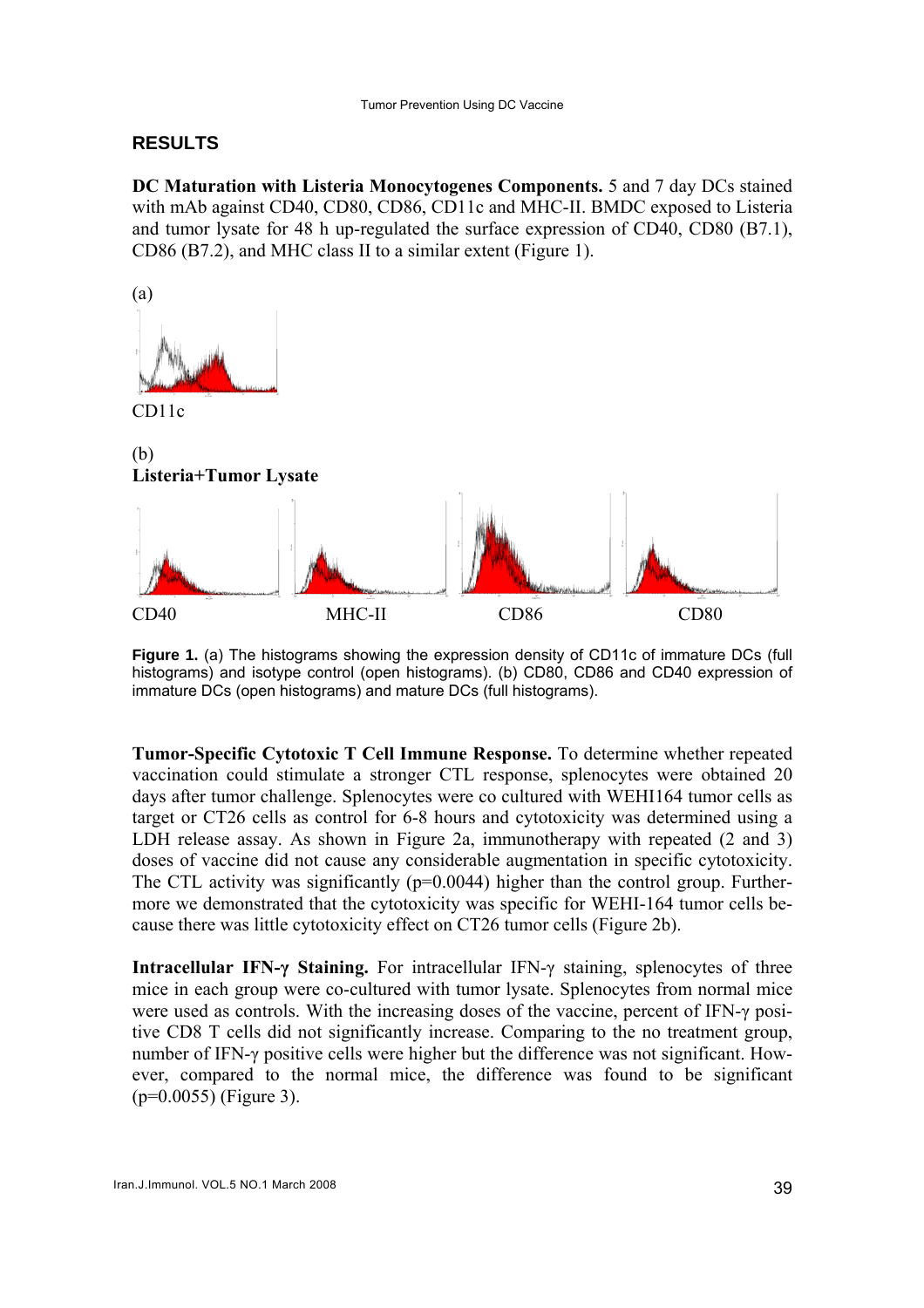## RESULTS

**DC Maturation with Listeria Monocytogenes Components.** 5 and 7 day DCs stained with mAb against CD40, CD80, CD86, CD11c and MHC-II. BMDC exposed to Listeria and tumor lysate for 48 h up-regulated the surface expression of CD40, CD80 (B7.1), CD86 (B7.2), and MHC class II to a similar extent (Figure 1).

(a)

CD11c

(b)
**Listeria+Tumor Lysate**

CD40 MHC-II CD86 CD80

**Figure 1.** (a) The histograms showing the expression density of CD11c of immature DCs (full histograms) and isotype control (open histograms). (b) CD80, CD86 and CD40 expression of immature DCs (open histograms) and mature DCs (full histograms).

**Tumor-Specific Cytotoxic T Cell Immune Response.** To determine whether repeated vaccination could stimulate a stronger CTL response, splenocytes were obtained 20 days after tumor challenge. Splenocytes were co cultured with WEHI164 tumor cells as target or CT26 cells as control for 6-8 hours and cytotoxicity was determined using a LDH release assay. As shown in Figure 2a, immunotherapy with repeated (2 and 3) doses of vaccine did not cause any considerable augmentation in specific cytotoxicity. The CTL activity was significantly ($p=0.0044$) higher than the control group. Furthermore we demonstrated that the cytotoxicity was specific for WEHI-164 tumor cells because there was little cytotoxicity effect on CT26 tumor cells (Figure 2b).

**Intracellular IFN-γ Staining.** For intracellular IFN-γ staining, splenocytes of three mice in each group were co-cultured with tumor lysate. Splenocytes from normal mice were used as controls. With the increasing doses of the vaccine, percent of IFN-γ positive CD8 T cells did not significantly increase. Comparing to the no treatment group, number of IFN-γ positive cells were higher but the difference was not significant. However, compared to the normal mice, the difference was found to be significant ($p=0.0055$) (Figure 3).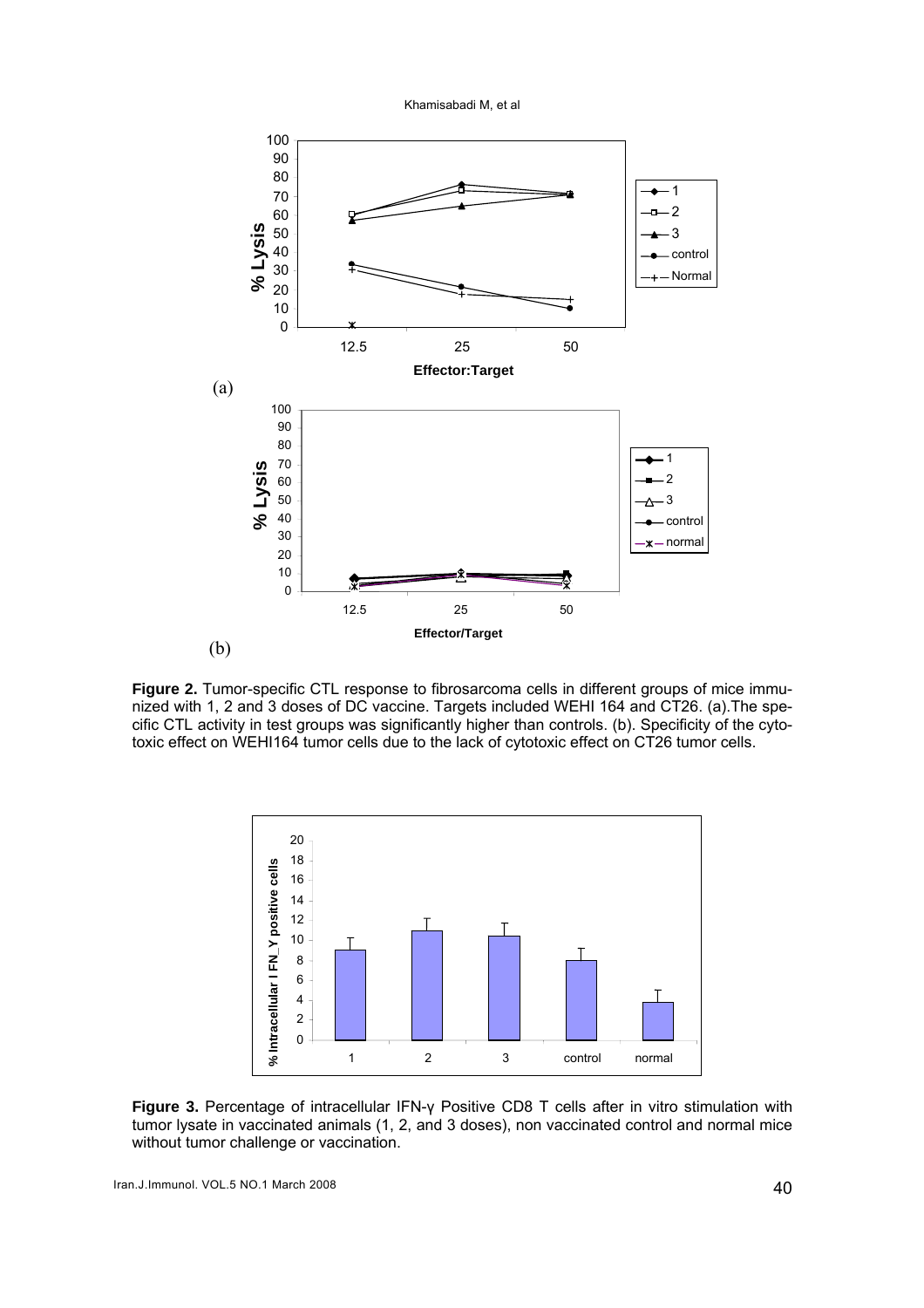**Figure 2.** Tumor-specific CTL response to fibrosarcoma cells in different groups of mice immunized with 1, 2 and 3 doses of DC vaccine. Targets included WEHI 164 and CT26. (a).The specific CTL activity in test groups was significantly higher than controls. (b). Specificity of the cytotoxic effect on WEHI164 tumor cells due to the lack of cytotoxic effect on CT26 tumor cells.

**Figure 3.** Percentage of intracellular IFN-γ Positive CD8 T cells after in vitro stimulation with tumor lysate in vaccinated animals (1, 2, and 3 doses), non vaccinated control and normal mice without tumor challenge or vaccination.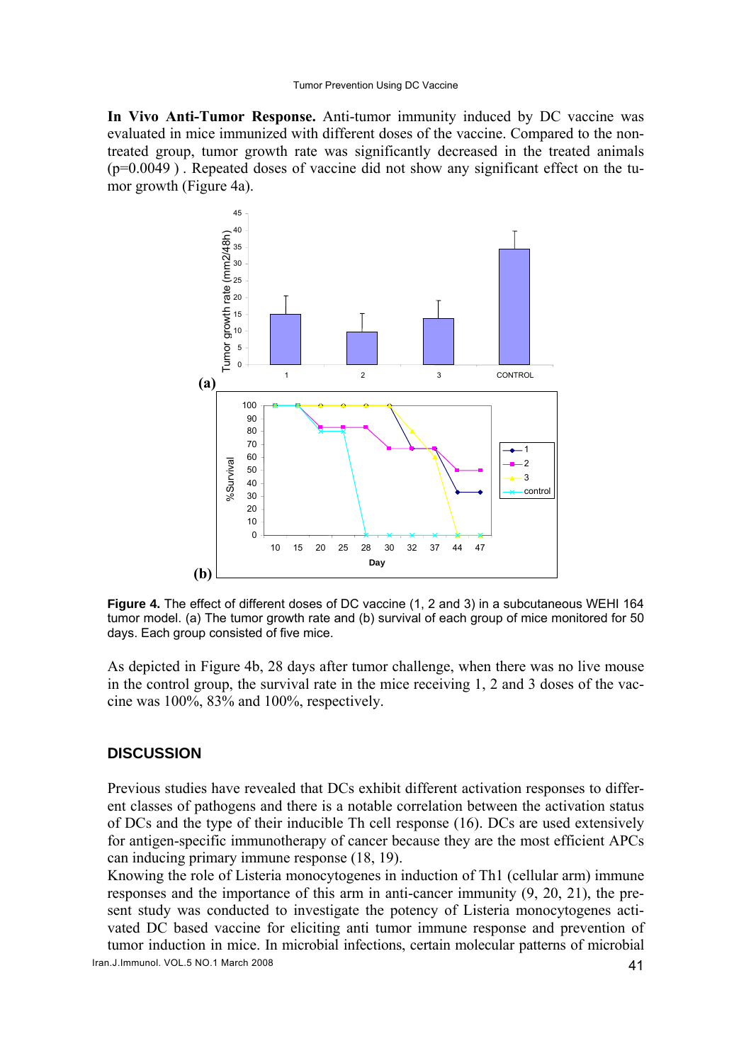**In Vivo Anti-Tumor Response.** Anti-tumor immunity induced by DC vaccine was evaluated in mice immunized with different doses of the vaccine. Compared to the non-treated group, tumor growth rate was significantly decreased in the treated animals ($p=0.0049$ ). Repeated doses of vaccine did not show any significant effect on the tumor growth (Figure 4a).

**Figure 4.** The effect of different doses of DC vaccine (1, 2 and 3) in a subcutaneous WEHI 164 tumor model. (a) The tumor growth rate and (b) survival of each group of mice monitored for 50 days. Each group consisted of five mice.

As depicted in Figure 4b, 28 days after tumor challenge, when there was no live mouse in the control group, the survival rate in the mice receiving 1, 2 and 3 doses of the vaccine was 100%, 83% and 100%, respectively.

## DISCUSSION

Previous studies have revealed that DCs exhibit different activation responses to different classes of pathogens and there is a notable correlation between the activation status of DCs and the type of their inducible Th cell response (16). DCs are used extensively for antigen-specific immunotherapy of cancer because they are the most efficient APCs can inducing primary immune response (18, 19).

Knowing the role of Listeria monocytogenes in induction of Th1 (cellular arm) immune responses and the importance of this arm in anti-cancer immunity (9, 20, 21), the present study was conducted to investigate the potency of Listeria monocytogenes activated DC based vaccine for eliciting anti tumor immune response and prevention of tumor induction in mice. In microbial infections, certain molecular patterns of microbial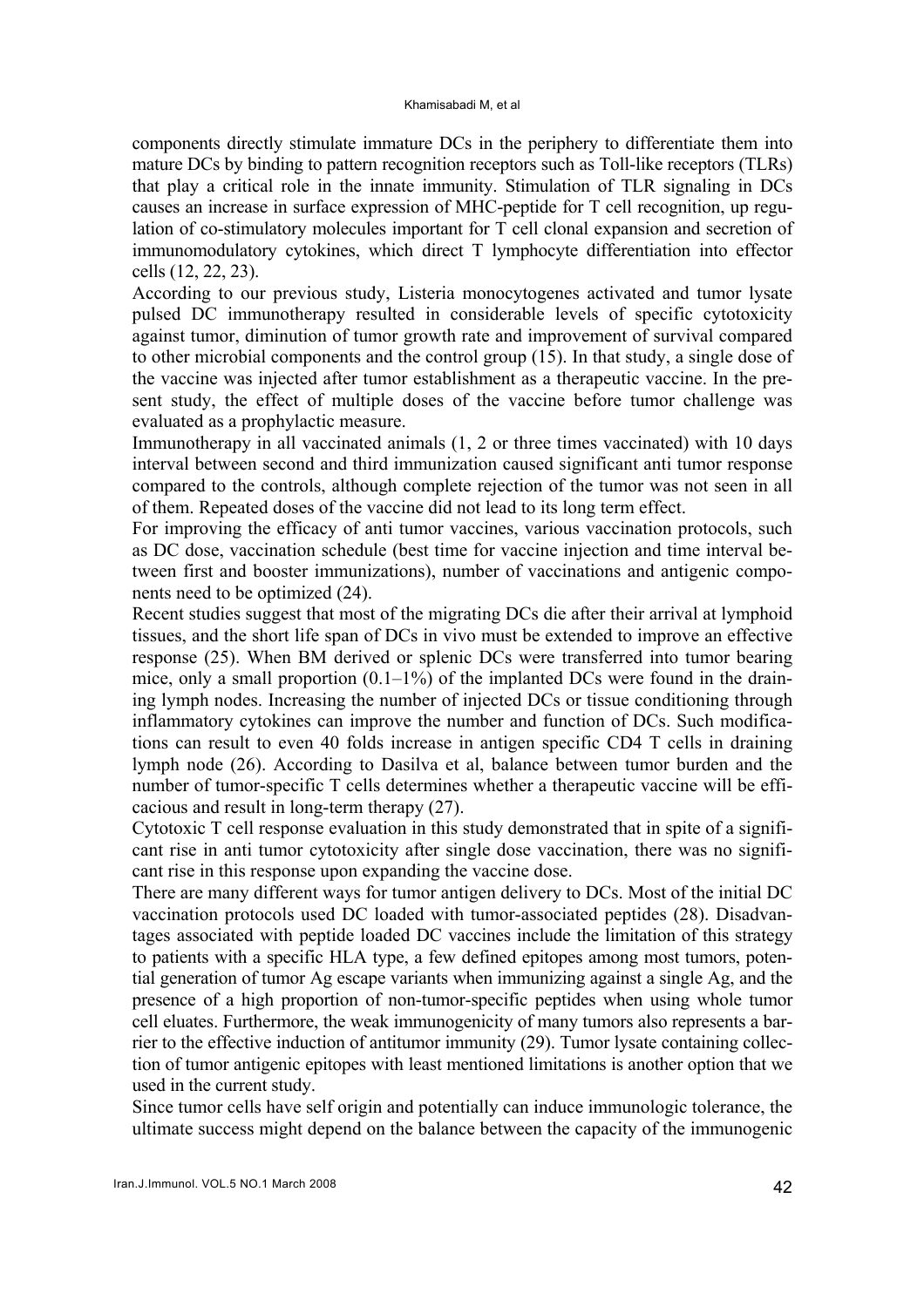components directly stimulate immature DCs in the periphery to differentiate them into mature DCs by binding to pattern recognition receptors such as Toll-like receptors (TLRs) that play a critical role in the innate immunity. Stimulation of TLR signaling in DCs causes an increase in surface expression of MHC-peptide for T cell recognition, up regulation of co-stimulatory molecules important for T cell clonal expansion and secretion of immunomodulatory cytokines, which direct T lymphocyte differentiation into effector cells (12, 22, 23).

According to our previous study, Listeria monocytogenes activated and tumor lysate pulsed DC immunotherapy resulted in considerable levels of specific cytotoxicity against tumor, diminution of tumor growth rate and improvement of survival compared to other microbial components and the control group (15). In that study, a single dose of the vaccine was injected after tumor establishment as a therapeutic vaccine. In the present study, the effect of multiple doses of the vaccine before tumor challenge was evaluated as a prophylactic measure.

Immunotherapy in all vaccinated animals (1, 2 or three times vaccinated) with 10 days interval between second and third immunization caused significant anti tumor response compared to the controls, although complete rejection of the tumor was not seen in all of them. Repeated doses of the vaccine did not lead to its long term effect.

For improving the efficacy of anti tumor vaccines, various vaccination protocols, such as DC dose, vaccination schedule (best time for vaccine injection and time interval between first and booster immunizations), number of vaccinations and antigenic components need to be optimized (24).

Recent studies suggest that most of the migrating DCs die after their arrival at lymphoid tissues, and the short life span of DCs in vivo must be extended to improve an effective response (25). When BM derived or splenic DCs were transferred into tumor bearing mice, only a small proportion (0.1–1%) of the implanted DCs were found in the draining lymph nodes. Increasing the number of injected DCs or tissue conditioning through inflammatory cytokines can improve the number and function of DCs. Such modifications can result to even 40 folds increase in antigen specific CD4 T cells in draining lymph node (26). According to Dasilva et al, balance between tumor burden and the number of tumor-specific T cells determines whether a therapeutic vaccine will be efficacious and result in long-term therapy (27).

Cytotoxic T cell response evaluation in this study demonstrated that in spite of a significant rise in anti tumor cytotoxicity after single dose vaccination, there was no significant rise in this response upon expanding the vaccine dose.

There are many different ways for tumor antigen delivery to DCs. Most of the initial DC vaccination protocols used DC loaded with tumor-associated peptides (28). Disadvantages associated with peptide loaded DC vaccines include the limitation of this strategy to patients with a specific HLA type, a few defined epitopes among most tumors, potential generation of tumor Ag escape variants when immunizing against a single Ag, and the presence of a high proportion of non-tumor-specific peptides when using whole tumor cell eluates. Furthermore, the weak immunogenicity of many tumors also represents a barrier to the effective induction of antitumor immunity (29). Tumor lysate containing collection of tumor antigenic epitopes with least mentioned limitations is another option that we used in the current study.

Since tumor cells have self origin and potentially can induce immunologic tolerance, the ultimate success might depend on the balance between the capacity of the immunogenic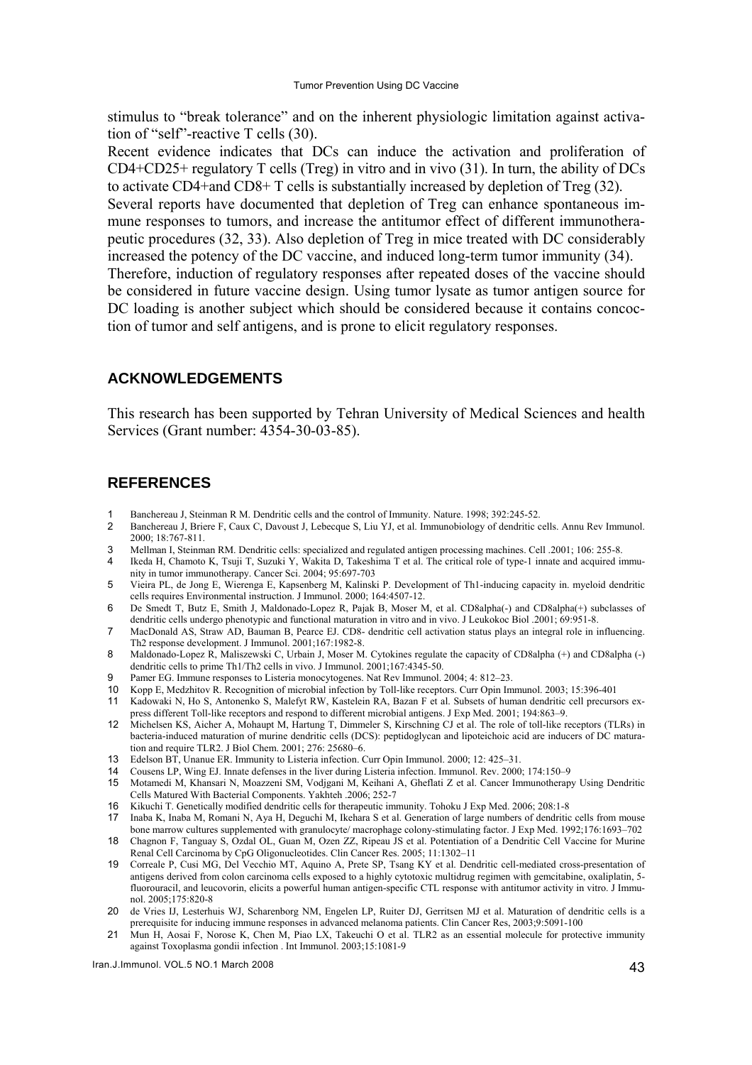stimulus to "break tolerance" and on the inherent physiologic limitation against activation of "self"-reactive T cells (30).

Recent evidence indicates that DCs can induce the activation and proliferation of CD4+CD25+ regulatory T cells (Treg) in vitro and in vivo (31). In turn, the ability of DCs to activate CD4+and CD8+ T cells is substantially increased by depletion of Treg (32). Several reports have documented that depletion of Treg can enhance spontaneous immune responses to tumors, and increase the antitumor effect of different immunotherapeutic procedures (32, 33). Also depletion of Treg in mice treated with DC considerably increased the potency of the DC vaccine, and induced long-term tumor immunity (34). Therefore, induction of regulatory responses after repeated doses of the vaccine should be considered in future vaccine design. Using tumor lysate as tumor antigen source for DC loading is another subject which should be considered because it contains concoction of tumor and self antigens, and is prone to elicit regulatory responses.

## ACKNOWLEDGEMENTS

This research has been supported by Tehran University of Medical Sciences and health Services (Grant number: 4354-30-03-85).

## REFERENCES

1. Banchereau J, Steinman R M. Dendritic cells and the control of Immunity. Nature. 1998; 392:245-52.
2. Banchereau J, Briere F, Caux C, Davoust J, Lebecque S, Liu YJ, et al. Immunobiology of dendritic cells. Annu Rev Immunol. 2000; 18:767-811.
3. Mellman I, Steinman RM. Dendritic cells: specialized and regulated antigen processing machines. Cell .2001; 106: 255-8.
4. Ikeda H, Chamoto K, Tsuji T, Suzuki Y, Wakita D, Takeshima T et al. The critical role of type-1 innate and acquired immunity in tumor immunotherapy. Cancer Sci. 2004; 95:697-703
5. Vieira PL, de Jong E, Wierenga E, Kapsenberg M, Kalinski P. Development of Th1-inducing capacity in. myeloid dendritic cells requires Environmental instruction. J Immunol. 2000; 164:4507-12.
6. De Smedt T, Butz E, Smith J, Maldonado-Lopez R, Pajak B, Moser M, et al. CD8alpha(-) and CD8alpha(+) subclasses of dendritic cells undergo phenotypic and functional maturation in vitro and in vivo. J Leukokoc Biol .2001; 69:951-8.
7. MacDonald AS, Straw AD, Bauman B, Pearce EJ. CD8- dendritic cell activation status plays an integral role in influencing. Th2 response development. J Immunol. 2001;167:1982-8.
8. Maldonado-Lopez R, Maliszewski C, Urbain J, Moser M. Cytokines regulate the capacity of CD8alpha (+) and CD8alpha (-) dendritic cells to prime Th1/Th2 cells in vivo. J Immunol. 2001;167:4345-50.
9. Pamer EG. Immune responses to Listeria monocytogenes. Nat Rev Immunol. 2004; 4: 812–23.
10. Kopp E, Medzhitov R. Recognition of microbial infection by Toll-like receptors. Curr Opin Immunol. 2003; 15:396-401
11. Kadowaki N, Ho S, Antonenko S, Malefyt RW, Kastelein RA, Bazan F et al. Subsets of human dendritic cell precursors express different Toll-like receptors and respond to different microbial antigens. J Exp Med. 2001; 194:863–9.
12. Michelsen KS, Aicher A, Mohaupt M, Hartung T, Dimmeler S, Kirschning CJ et al. The role of toll-like receptors (TLRs) in bacteria-induced maturation of murine dendritic cells (DCS): peptidoglycan and lipoteichoic acid are inducers of DC maturation and require TLR2. J Biol Chem. 2001; 276: 25680–6.
13. Edelson BT, Unanue ER. Immunity to Listeria infection. Curr Opin Immunol. 2000; 12: 425–31.
14. Cousens LP, Wing EJ. Innate defenses in the liver during Listeria infection. Immunol. Rev. 2000; 174:150–9
15. Motamedi M, Khansari N, Moazzeni SM, Vodjgani M, Keihani A, Gheflati Z et al. Cancer Immunotherapy Using Dendritic Cells Matured With Bacterial Components. Yakhteh .2006; 252-7
16. Kikuchi T. Genetically modified dendritic cells for therapeutic immunity. Tohoku J Exp Med. 2006; 208:1-8
17. Inaba K, Inaba M, Romani N, Aya H, Deguchi M, Ikehara S et al. Generation of large numbers of dendritic cells from mouse bone marrow cultures supplemented with granulocyte/ macrophage colony-stimulating factor. J Exp Med. 1992;176:1693–702
18. Chagnon F, Tanguay S, Ozdal OL, Guan M, Ozen ZZ, Ripeau JS et al. Potentiation of a Dendritic Cell Vaccine for Murine Renal Cell Carcinoma by CpG Oligonucleotides. Clin Cancer Res. 2005; 11:1302–11
19. Correale P, Cusi MG, Del Vecchio MT, Aquino A, Prete SP, Tsang KY et al. Dendritic cell-mediated cross-presentation of antigens derived from colon carcinoma cells exposed to a highly cytotoxic multidrug regimen with gemcitabine, oxaliplatin, 5-fluorouracil, and leucovorin, elicits a powerful human antigen-specific CTL response with antitumor activity in vitro. J Immunol. 2005;175:820-8
20. de Vries IJ, Lesterhuis WJ, Scharenborg NM, Engelen LP, Ruiter DJ, Gerritsen MJ et al. Maturation of dendritic cells is a prerequisite for inducing immune responses in advanced melanoma patients. Clin Cancer Res, 2003;9:5091-100
21. Mun H, Aosai F, Norose K, Chen M, Piao LX, Takeuchi O et al. TLR2 as an essential molecule for protective immunity against Toxoplasma gondii infection . Int Immunol. 2003;15:1081-9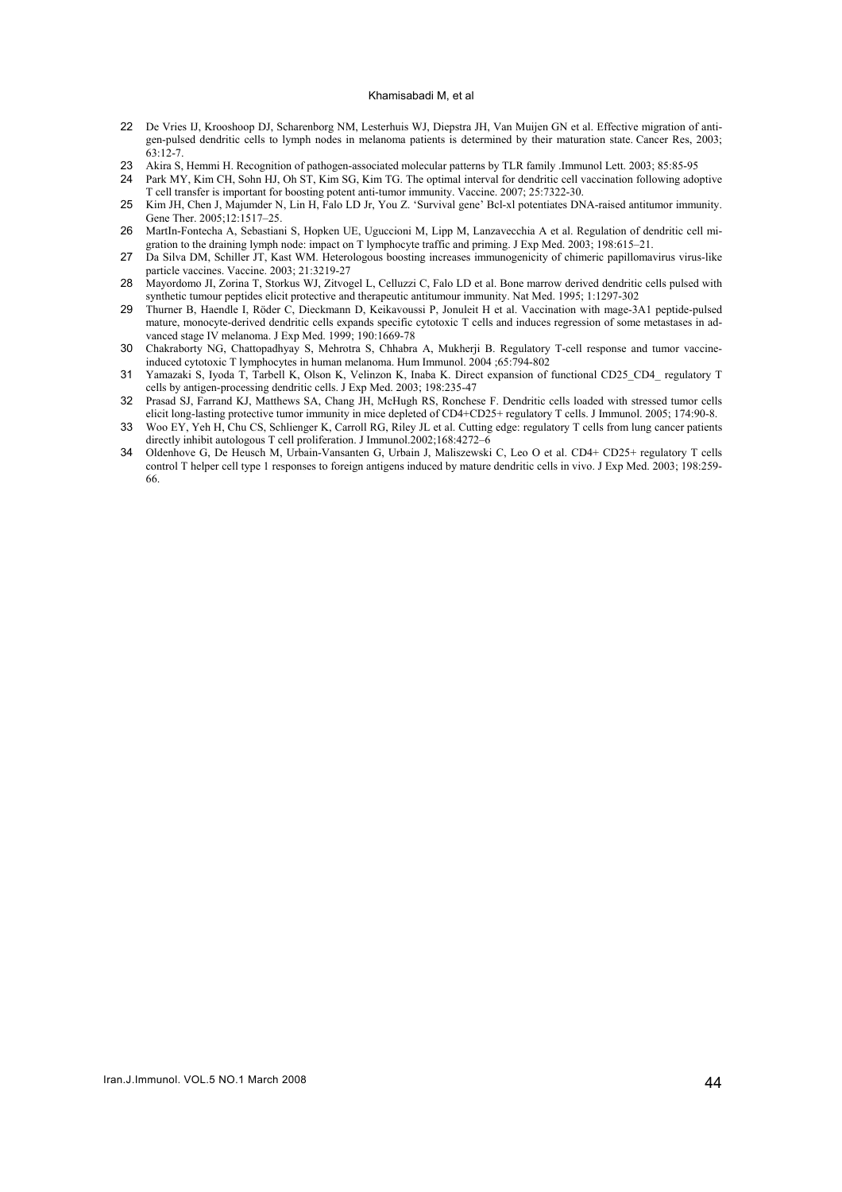22. De Vries IJ, Krooshoop DJ, Scharenborg NM, Lesterhuis WJ, Diepstra JH, Van Muijen GN et al. Effective migration of antigen-pulsed dendritic cells to lymph nodes in melanoma patients is determined by their maturation state. Cancer Res, 2003; 63:12-7.
23. Akira S, Hemmi H. Recognition of pathogen-associated molecular patterns by TLR family .Immunol Lett. 2003; 85:85-95
24. Park MY, Kim CH, Sohn HJ, Oh ST, Kim SG, Kim TG. The optimal interval for dendritic cell vaccination following adoptive T cell transfer is important for boosting potent anti-tumor immunity. Vaccine. 2007; 25:7322-30.
25. Kim JH, Chen J, Majumder N, Lin H, Falo LD Jr, You Z. 'Survival gene' Bcl-xl potentiates DNA-raised antitumor immunity. Gene Ther. 2005;12:1517–25.
26. MartIn-Fontecha A, Sebastiani S, Hopken UE, Uguccioni M, Lipp M, Lanzavecchia A et al. Regulation of dendritic cell migration to the draining lymph node: impact on T lymphocyte traffic and priming. J Exp Med. 2003; 198:615–21.
27. Da Silva DM, Schiller JT, Kast WM. Heterologous boosting increases immunogenicity of chimeric papillomavirus virus-like particle vaccines. Vaccine. 2003; 21:3219-27
28. Mayordomo JI, Zorina T, Storkus WJ, Zitvogel L, Celluzzi C, Falo LD et al. Bone marrow derived dendritic cells pulsed with synthetic tumour peptides elicit protective and therapeutic antitumour immunity. Nat Med. 1995; 1:1297-302
29. Thurner B, Haendle I, Röder C, Dieckmann D, Keikavoussi P, Jonuleit H et al. Vaccination with mage-3A1 peptide-pulsed mature, monocyte-derived dendritic cells expands specific cytotoxic T cells and induces regression of some metastases in advanced stage IV melanoma. J Exp Med. 1999; 190:1669-78
30. Chakraborty NG, Chattopadhyay S, Mehrotra S, Chhabra A, Mukherji B. Regulatory T-cell response and tumor vaccine-induced cytotoxic T lymphocytes in human melanoma. Hum Immunol. 2004 ;65:794-802
31. Yamazaki S, Iyoda T, Tarbell K, Olson K, Velinzon K, Inaba K. Direct expansion of functional CD25_CD4_ regulatory T cells by antigen-processing dendritic cells. J Exp Med. 2003; 198:235-47
32. Prasad SJ, Farrand KJ, Matthews SA, Chang JH, McHugh RS, Ronchese F. Dendritic cells loaded with stressed tumor cells elicit long-lasting protective tumor immunity in mice depleted of CD4+CD25+ regulatory T cells. J Immunol. 2005; 174:90-8.
33. Woo EY, Yeh H, Chu CS, Schlienger K, Carroll RG, Riley JL et al. Cutting edge: regulatory T cells from lung cancer patients directly inhibit autologous T cell proliferation. J Immunol.2002;168:4272–6
34. Oldenhove G, De Heusch M, Urbain-Vansanten G, Urbain J, Maliszewski C, Leo O et al. CD4+ CD25+ regulatory T cells control T helper cell type 1 responses to foreign antigens induced by mature dendritic cells in vivo. J Exp Med. 2003; 198:259-66.